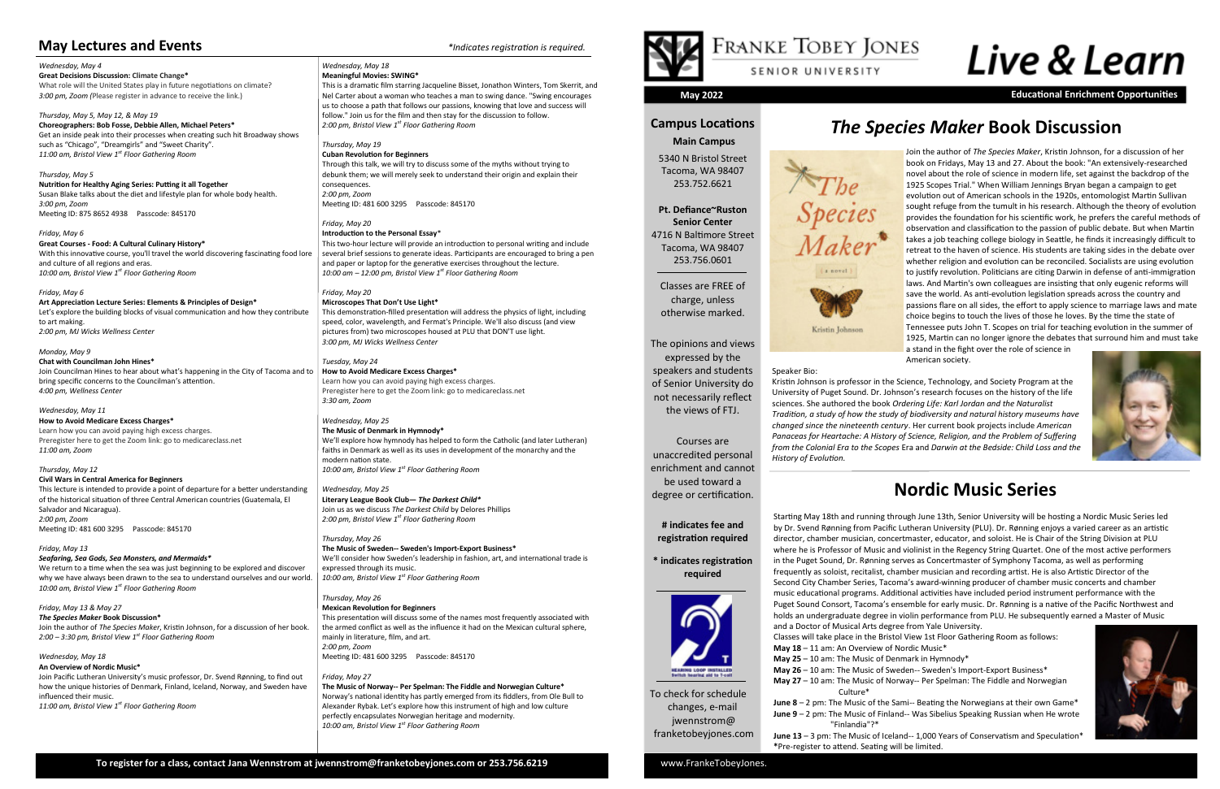## May Lectures and Events

*\*Indicates registration is required.*

*Wednesday, May 4*
**Great Decisions Discussion: Climate Change***
What role will the United States play in future negotiations on climate?
*3:00 pm, Zoom* (Please register in advance to receive the link.)

*Thursday, May 5, May 12, & May 19*
**Choreographers: Bob Fosse, Debbie Allen, Michael Peters***
Get an inside peak into their processes when creating such hit Broadway shows such as "Chicago", "Dreamgirls" and "Sweet Charity".
*11:00 am, Bristol View 1st Floor Gathering Room*

*Thursday, May 5*
**Nutrition for Healthy Aging Series: Putting it all Together**
Susan Blake talks about the diet and lifestyle plan for whole body health.
*3:00 pm, Zoom*
Meeting ID: 875 8652 4938 Passcode: 845170

*Friday, May 6*
**Great Courses - Food: A Cultural Culinary History***
With this innovative course, you'll travel the world discovering fascinating food lore and culture of all regions and eras.
*10:00 am, Bristol View 1st Floor Gathering Room*

*Friday, May 6*
**Art Appreciation Lecture Series: Elements & Principles of Design***
Let's explore the building blocks of visual communication and how they contribute to art making.
*2:00 pm, MJ Wicks Wellness Center*

*Monday, May 9*
**Chat with Councilman John Hines***
Join Councilman Hines to hear about what's happening in the City of Tacoma and to bring specific concerns to the Councilman's attention.
*4:00 pm, Wellness Center*

*Wednesday, May 11*
**How to Avoid Medicare Excess Charges***
Learn how you can avoid paying high excess charges.
Preregister here to get the Zoom link: go to medicareclass.net
*11:00 am, Zoom*

*Thursday, May 12*
**Civil Wars in Central America for Beginners**
This lecture is intended to provide a point of departure for a better understanding of the historical situation of three Central American countries (Guatemala, El Salvador and Nicaragua).
*2:00 pm, Zoom*
Meeting ID: 481 600 3295 Passcode: 845170

*Friday, May 13*
***Seafaring, Sea Gods, Sea Monsters, and Mermaids****
We return to a time when the sea was just beginning to be explored and discover why we have always been drawn to the sea to understand ourselves and our world.
*10:00 am, Bristol View 1st Floor Gathering Room*

*Friday, May 13 & May 27*
***The Species Maker* Book Discussion***
Join the author of *The Species Maker*, Kristin Johnson, for a discussion of her book.
*2:00 – 3:30 pm, Bristol View 1st Floor Gathering Room*

*Wednesday, May 18*
**An Overview of Nordic Music***
Join Pacific Lutheran University's music professor, Dr. Svend Rønning, to find out how the unique histories of Denmark, Finland, Iceland, Norway, and Sweden have influenced their music.
*11:00 am, Bristol View 1st Floor Gathering Room*

*Wednesday, May 18*
**Meaningful Movies: SWING***
This is a dramatic film starring Jacqueline Bisset, Jonathon Winters, Tom Skerrit, and Nel Carter about a woman who teaches a man to swing dance. "Swing encourages us to choose a path that follows our passions, knowing that love and success will follow." Join us for the film and then stay for the discussion to follow.
*2:00 pm, Bristol View 1st Floor Gathering Room*

*Thursday, May 19*
**Cuban Revolution for Beginners**
Through this talk, we will try to discuss some of the myths without trying to debunk them; we will merely seek to understand their origin and explain their consequences.
*2:00 pm, Zoom*
Meeting ID: 481 600 3295 Passcode: 845170

*Friday, May 20*
**Introduction to the Personal Essay***
This two-hour lecture will provide an introduction to personal writing and include several brief sessions to generate ideas. Participants are encouraged to bring a pen and paper or laptop for the generative exercises throughout the lecture.
*10:00 am – 12:00 pm, Bristol View 1st Floor Gathering Room*

*Friday, May 20*
**Microscopes That Don't Use Light***
This demonstration-filled presentation will address the physics of light, including speed, color, wavelength, and Fermat's Principle. We'll also discuss (and view pictures from) two microscopes housed at PLU that DON'T use light.
*3:00 pm, MJ Wicks Wellness Center*

*Tuesday, May 24*
**How to Avoid Medicare Excess Charges***
Learn how you can avoid paying high excess charges.
Preregister here to get the Zoom link: go to medicareclass.net
*3:30 am, Zoom*

*Wednesday, May 25*
**The Music of Denmark in Hymnody***
We'll explore how hymnody has helped to form the Catholic (and later Lutheran) faiths in Denmark as well as its uses in development of the monarchy and the modern nation state.
*10:00 am, Bristol View 1st Floor Gathering Room*

*Wednesday, May 25*
**Literary League Book Club— *The Darkest Child****
Join us as we discuss *The Darkest Child* by Delores Phillips
*2:00 pm, Bristol View 1st Floor Gathering Room*

*Thursday, May 26*
**The Music of Sweden-- Sweden's Import-Export Business***
We'll consider how Sweden's leadership in fashion, art, and international trade is expressed through its music.
*10:00 am, Bristol View 1st Floor Gathering Room*

*Thursday, May 26*
**Mexican Revolution for Beginners**
This presentation will discuss some of the names most frequently associated with the armed conflict as well as the influence it had on the Mexican cultural sphere, mainly in literature, film, and art.
*2:00 pm, Zoom*
Meeting ID: 481 600 3295 Passcode: 845170

*Friday, May 27*
**The Music of Norway-- Per Spelman: The Fiddle and Norwegian Culture***
Norway's national identity has partly emerged from its fiddlers, from Ole Bull to Alexander Rybak. Let's explore how this instrument of high and low culture perfectly encapsulates Norwegian heritage and modernity.
*10:00 am, Bristol View 1st Floor Gathering Room*

To register for a class, contact Jana Wennstrom at jwennstrom@franketobeyjones.com or 253.756.6219

# Franke Tobey Jones Senior University

# Live & Learn

**May 2022** — **Educational Enrichment Opportunities**

### Campus Locations

**Main Campus**
5340 N Bristol Street
Tacoma, WA 98407
253.752.6621

**Pt. Defiance~Ruston Senior Center**
4716 N Baltimore Street
Tacoma, WA 98407
253.756.0601

Classes are FREE of charge, unless otherwise marked.

The opinions and views expressed by the speakers and students of Senior University do not necessarily reflect the views of FTJ.

Courses are unaccredited personal enrichment and cannot be used toward a degree or certification.

**# indicates fee and registration required**

**\* indicates registration required**

HEARING LOOP INSTALLED
Switch hearing aid to T-coil

To check for schedule changes, e-mail jwennstrom@franketobeyjones.com

## *The Species Maker* Book Discussion

Join the author of *The Species Maker*, Kristin Johnson, for a discussion of her book on Fridays, May 13 and 27. About the book: "An extensively-researched novel about the role of science in modern life, set against the backdrop of the 1925 Scopes Trial." When William Jennings Bryan began a campaign to get evolution out of American schools in the 1920s, entomologist Martin Sullivan sought refuge from the tumult in his research. Although the theory of evolution provides the foundation for his scientific work, he prefers the careful methods of observation and classification to the passion of public debate. But when Martin takes a job teaching college biology in Seattle, he finds it increasingly difficult to retreat to the haven of science. His students are taking sides in the debate over whether religion and evolution can be reconciled. Socialists are using evolution to justify revolution. Politicians are citing Darwin in defense of anti-immigration laws. And Martin's own colleagues are insisting that only eugenic reforms will save the world. As anti-evolution legislation spreads across the country and passions flare on all sides, the effort to apply science to marriage laws and make choice begins to touch the lives of those he loves. By the time the state of Tennessee puts John T. Scopes on trial for teaching evolution in the summer of 1925, Martin can no longer ignore the debates that surround him and must take a stand in the fight over the role of science in American society.

Speaker Bio:
Kristin Johnson is professor in the Science, Technology, and Society Program at the University of Puget Sound. Dr. Johnson's research focuses on the history of the life sciences. She authored the book *Ordering Life: Karl Jordan and the Naturalist Tradition, a study of how the study of biodiversity and natural history museums have changed since the nineteenth century*. Her current book projects include *American Panaceas for Heartache: A History of Science, Religion, and the Problem of Suffering from the Colonial Era to the Scopes* Era and *Darwin at the Bedside: Child Loss and the History of Evolution.*

## Nordic Music Series

Starting May 18th and running through June 13th, Senior University will be hosting a Nordic Music Series led by Dr. Svend Rønning from Pacific Lutheran University (PLU). Dr. Rønning enjoys a varied career as an artistic director, chamber musician, concertmaster, educator, and soloist. He is Chair of the String Division at PLU where he is Professor of Music and violinist in the Regency String Quartet. One of the most active performers in the Puget Sound, Dr. Rønning serves as Concertmaster of Symphony Tacoma, as well as performing frequently as soloist, recitalist, chamber musician and recording artist. He is also Artistic Director of the Second City Chamber Series, Tacoma's award-winning producer of chamber music concerts and chamber music educational programs. Additional activities have included period instrument performance with the Puget Sound Consort, Tacoma's ensemble for early music. Dr. Rønning is a native of the Pacific Northwest and holds an undergraduate degree in violin performance from PLU. He subsequently earned a Master of Music and a Doctor of Musical Arts degree from Yale University.

Classes will take place in the Bristol View 1st Floor Gathering Room as follows:

**May 18** – 11 am: An Overview of Nordic Music*
**May 25** – 10 am: The Music of Denmark in Hymnody*
**May 26** – 10 am: The Music of Sweden-- Sweden's Import-Export Business*
**May 27** – 10 am: The Music of Norway-- Per Spelman: The Fiddle and Norwegian Culture*
**June 8** – 2 pm: The Music of the Sami-- Beating the Norwegians at their own Game*
**June 9** – 2 pm: The Music of Finland-- Was Sibelius Speaking Russian when He wrote "Finlandia"?*
**June 13** – 3 pm: The Music of Iceland-- 1,000 Years of Conservatism and Speculation*
**\***Pre-register to attend. Seating will be limited.

www.FrankeTobeyJones.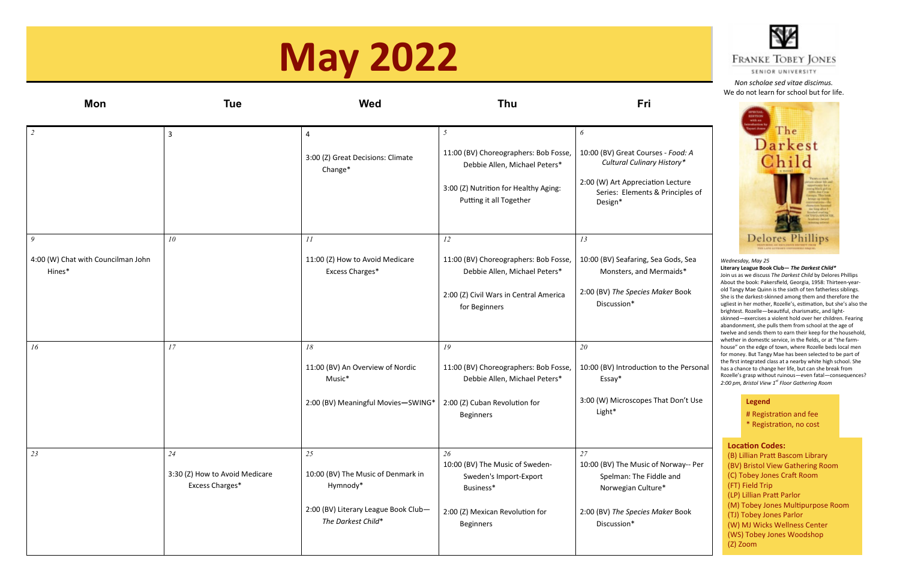# May 2022

| Mon | Tue | Wed | Thu | Fri |
|---|---|---|---|---|
| 2 | 3 | 4<br><br>3:00 (Z) Great Decisions: Climate Change* | 5<br><br>11:00 (BV) Choreographers: Bob Fosse, Debbie Allen, Michael Peters*<br><br>3:00 (Z) Nutrition for Healthy Aging: Putting it all Together | 6<br><br>10:00 (BV) Great Courses - *Food: A Cultural Culinary History**<br><br>2:00 (W) Art Appreciation Lecture Series: Elements & Principles of Design* |
| 9<br><br>4:00 (W) Chat with Councilman John Hines* | 10 | 11<br><br>11:00 (Z) How to Avoid Medicare Excess Charges* | 12<br><br>11:00 (BV) Choreographers: Bob Fosse, Debbie Allen, Michael Peters*<br><br>2:00 (Z) Civil Wars in Central America for Beginners | 13<br><br>10:00 (BV) Seafaring, Sea Gods, Sea Monsters, and Mermaids*<br><br>2:00 (BV) *The Species Maker* Book Discussion* |
| 16 | 17 | 18<br><br>11:00 (BV) An Overview of Nordic Music*<br><br>2:00 (BV) Meaningful Movies—SWING* | 19<br><br>11:00 (BV) Choreographers: Bob Fosse, Debbie Allen, Michael Peters*<br><br>2:00 (Z) Cuban Revolution for Beginners | 20<br><br>10:00 (BV) Introduction to the Personal Essay*<br><br>3:00 (W) Microscopes That Don't Use Light* |
| 23 | 24<br><br>3:30 (Z) How to Avoid Medicare Excess Charges* | 25<br><br>10:00 (BV) The Music of Denmark in Hymnody*<br><br>2:00 (BV) Literary League Book Club—*The Darkest Child** | 26<br><br>10:00 (BV) The Music of Sweden-Sweden's Import-Export Business*<br><br>2:00 (Z) Mexican Revolution for Beginners | 27<br><br>10:00 (BV) The Music of Norway-- Per Spelman: The Fiddle and Norwegian Culture*<br><br>2:00 (BV) *The Species Maker* Book Discussion* |

FRANKE TOBEY JONES
SENIOR UNIVERSITY

*Non scholae sed vitae discimus.*
We do not learn for school but for life.

*Wednesday, May 25*

**Literary League Book Club— *The Darkest Child****

Join us as we discuss *The Darkest Child* by Delores Phillips

About the book: Pakersfield, Georgia, 1958: Thirteen-year-old Tangy Mae Quinn is the sixth of ten fatherless siblings. She is the darkest-skinned among them and therefore the ugliest in her mother, Rozelle's, estimation, but she's also the brightest. Rozelle—beautiful, charismatic, and light-skinned—exercises a violent hold over her children. Fearing abandonment, she pulls them from school at the age of twelve and sends them to earn their keep for the household, whether in domestic service, in the fields, or at "the farm-house" on the edge of town, where Rozelle beds local men for money. But Tangy Mae has been selected to be part of the first integrated class at a nearby white high school. She has a chance to change her life, but can she break from Rozelle's grasp without ruinous—even fatal—consequences?

*2:00 pm, Bristol View 1st Floor Gathering Room*

**Legend**

\# Registration and fee
\* Registration, no cost

**Location Codes:**

(B) Lillian Pratt Bascom Library
(BV) Bristol View Gathering Room
(C) Tobey Jones Craft Room
(FT) Field Trip
(LP) Lillian Pratt Parlor
(M) Tobey Jones Multipurpose Room
(TJ) Tobey Jones Parlor
(W) MJ Wicks Wellness Center
(WS) Tobey Jones Woodshop
(Z) Zoom